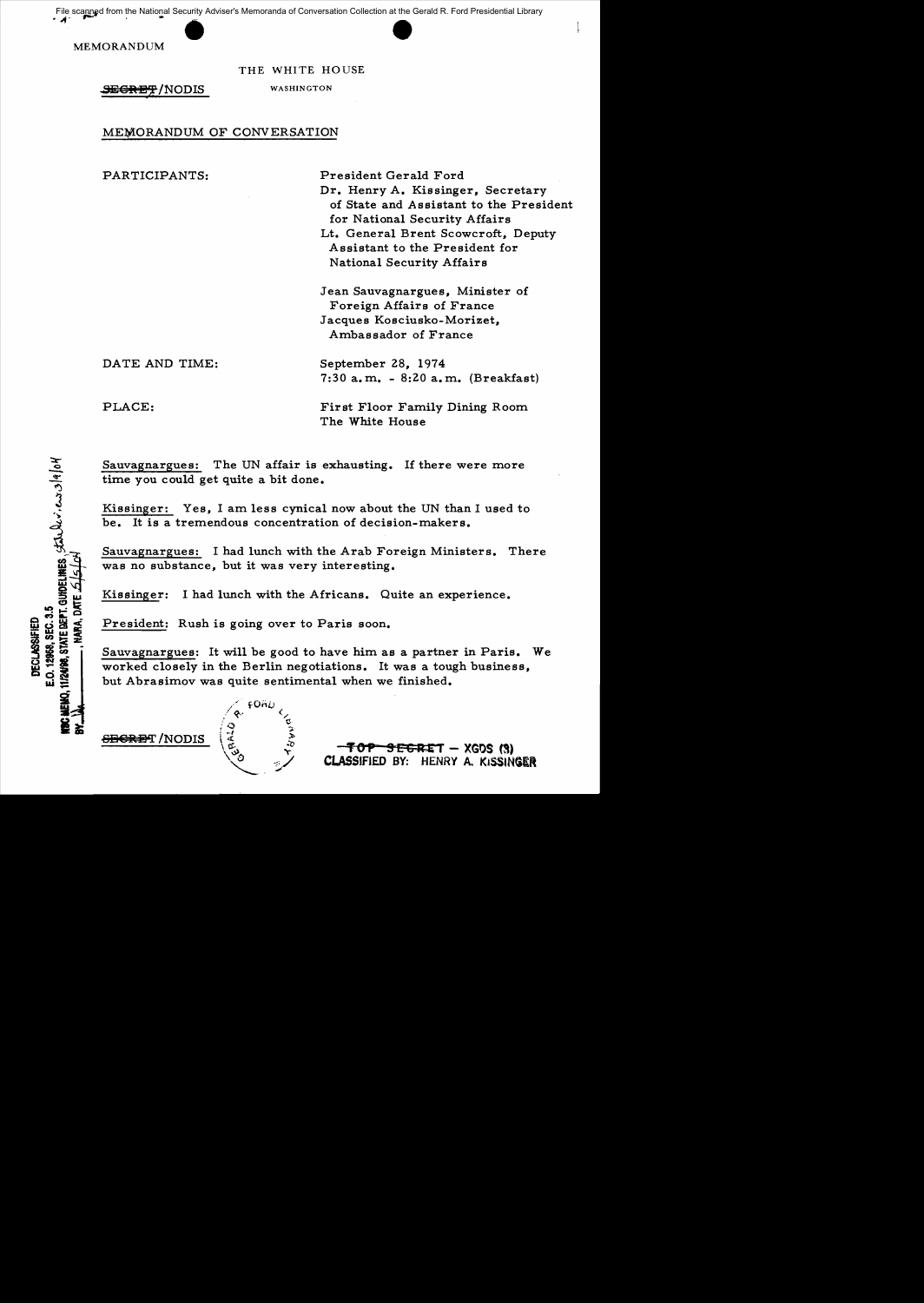File scanned from the National Security Adviser's Memoranda of Conversation Collection at the Gerald R. Ford Presidential Library

MEMORANDUM

THE WHITE HOUSE

~~SECRET~~/NODIS WASHINGTON

MEMORANDUM OF CONVERSATION

PARTICIPANTS:

President Gerald Ford
Dr. Henry A. Kissinger, Secretary of State and Assistant to the President for National Security Affairs
Lt. General Brent Scowcroft, Deputy Assistant to the President for National Security Affairs

Jean Sauvagnargues, Minister of Foreign Affairs of France
Jacques Kosciusko-Morizet, Ambassador of France

DATE AND TIME: September 28, 1974
7:30 a.m. - 8:20 a.m. (Breakfast)

PLACE: First Floor Family Dining Room
The White House

DECLASSIFIED
E.O. 12958, SEC. 3.5
NSC MEMO, 11/24/98, STATE DEPT. GUIDELINES, State Dept review 3/9/04
BY ___, NARA, DATE 5/5/04

Sauvagnargues: The UN affair is exhausting. If there were more time you could get quite a bit done.

Kissinger: Yes, I am less cynical now about the UN than I used to be. It is a tremendous concentration of decision-makers.

Sauvagnargues: I had lunch with the Arab Foreign Ministers. There was no substance, but it was very interesting.

Kissinger: I had lunch with the Africans. Quite an experience.

President: Rush is going over to Paris soon.

Sauvagnargues: It will be good to have him as a partner in Paris. We worked closely in the Berlin negotiations. It was a tough business, but Abrasimov was quite sentimental when we finished.

~~SECRET~~/NODIS

~~TOP SECRET~~ – XGDS (3)
CLASSIFIED BY: HENRY A. KISSINGER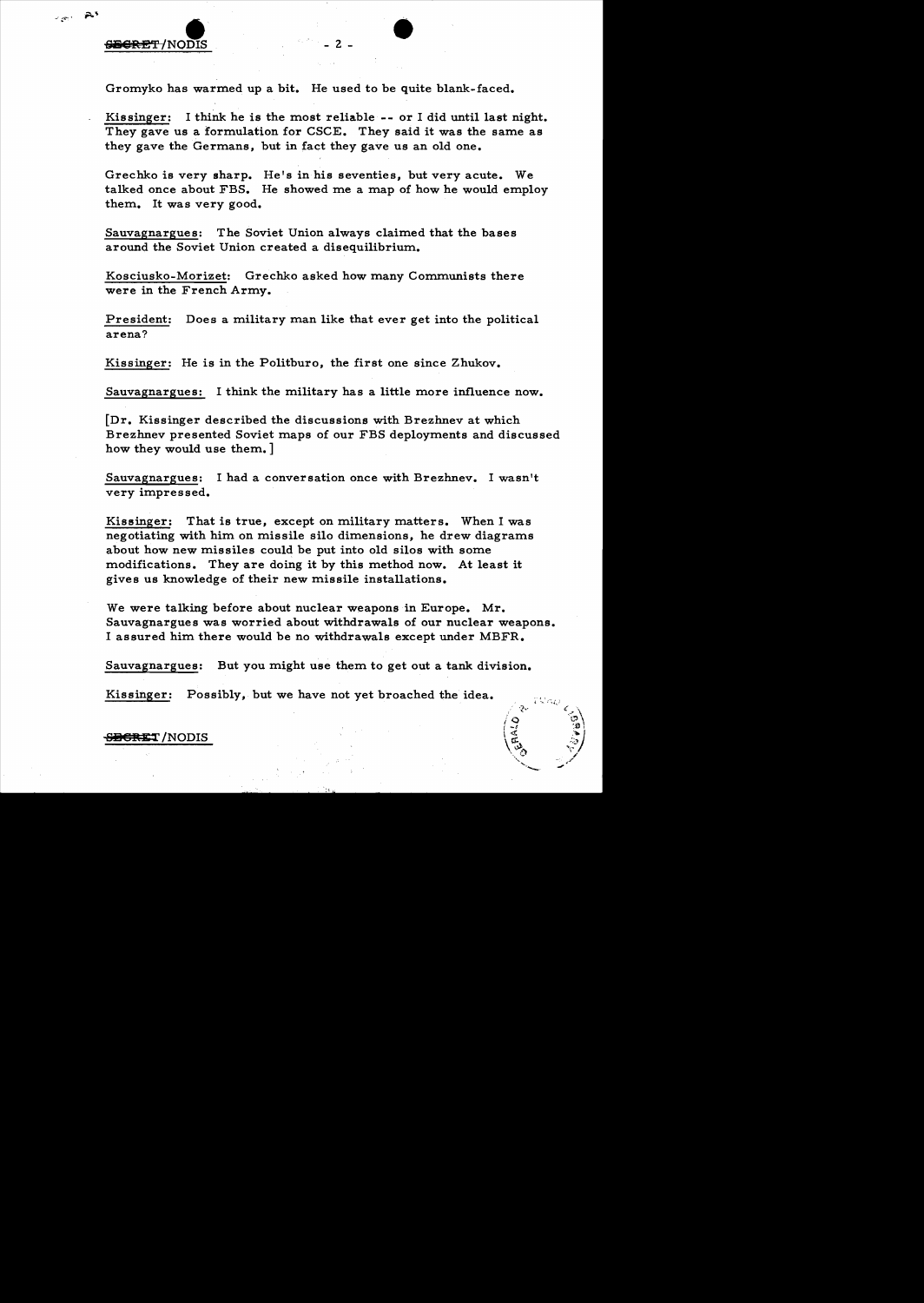Gromyko has warmed up a bit. He used to be quite blank-faced.

Kissinger: I think he is the most reliable -- or I did until last night. They gave us a formulation for CSCE. They said it was the same as they gave the Germans, but in fact they gave us an old one.

Grechko is very sharp. He's in his seventies, but very acute. We talked once about FBS. He showed me a map of how he would employ them. It was very good.

Sauvagnargues: The Soviet Union always claimed that the bases around the Soviet Union created a disequilibrium.

Kosciusko-Morizet: Grechko asked how many Communists there were in the French Army.

President: Does a military man like that ever get into the political arena?

Kissinger: He is in the Politburo, the first one since Zhukov.

Sauvagnargues: I think the military has a little more influence now.

[Dr. Kissinger described the discussions with Brezhnev at which Brezhnev presented Soviet maps of our FBS deployments and discussed how they would use them.]

Sauvagnargues: I had a conversation once with Brezhnev. I wasn't very impressed.

Kissinger: That is true, except on military matters. When I was negotiating with him on missile silo dimensions, he drew diagrams about how new missiles could be put into old silos with some modifications. They are doing it by this method now. At least it gives us knowledge of their new missile installations.

We were talking before about nuclear weapons in Europe. Mr. Sauvagnargues was worried about withdrawals of our nuclear weapons. I assured him there would be no withdrawals except under MBFR.

Sauvagnargues: But you might use them to get out a tank division.

Kissinger: Possibly, but we have not yet broached the idea.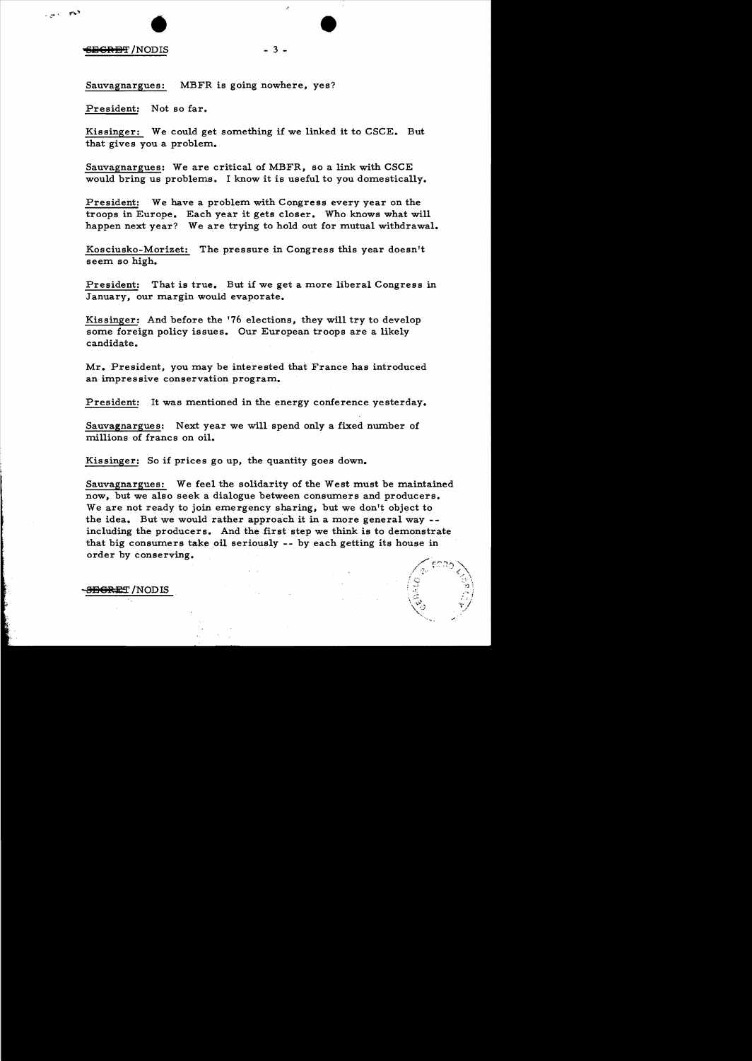Sauvagnargues: MBFR is going nowhere, yes?

President: Not so far.

Kissinger: We could get something if we linked it to CSCE. But that gives you a problem.

Sauvagnargues: We are critical of MBFR, so a link with CSCE would bring us problems. I know it is useful to you domestically.

President: We have a problem with Congress every year on the troops in Europe. Each year it gets closer. Who knows what will happen next year? We are trying to hold out for mutual withdrawal.

Kosciusko-Morizet: The pressure in Congress this year doesn't seem so high.

President: That is true. But if we get a more liberal Congress in January, our margin would evaporate.

Kissinger: And before the '76 elections, they will try to develop some foreign policy issues. Our European troops are a likely candidate.

Mr. President, you may be interested that France has introduced an impressive conservation program.

President: It was mentioned in the energy conference yesterday.

Sauvagnargues: Next year we will spend only a fixed number of millions of francs on oil.

Kissinger: So if prices go up, the quantity goes down.

Sauvagnargues: We feel the solidarity of the West must be maintained now, but we also seek a dialogue between consumers and producers. We are not ready to join emergency sharing, but we don't object to the idea. But we would rather approach it in a more general way -- including the producers. And the first step we think is to demonstrate that big consumers take oil seriously -- by each getting its house in order by conserving.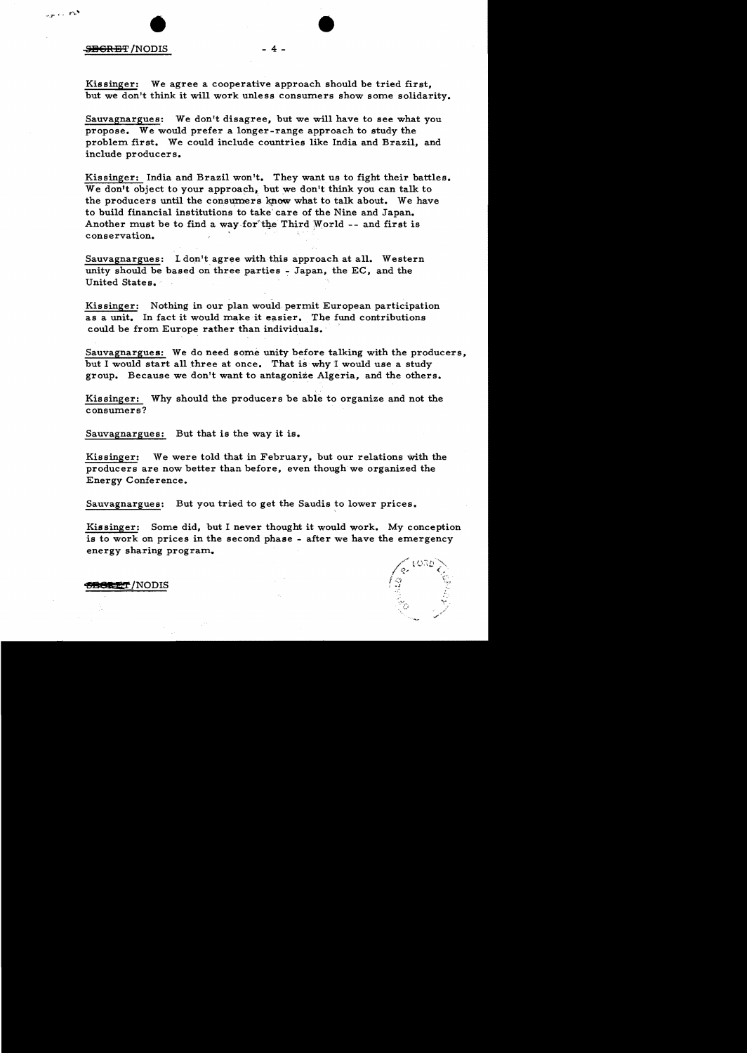Kissinger: We agree a cooperative approach should be tried first, but we don't think it will work unless consumers show some solidarity.

Sauvagnargues: We don't disagree, but we will have to see what you propose. We would prefer a longer-range approach to study the problem first. We could include countries like India and Brazil, and include producers.

Kissinger: India and Brazil won't. They want us to fight their battles. We don't object to your approach, but we don't think you can talk to the producers until the consumers know what to talk about. We have to build financial institutions to take care of the Nine and Japan. Another must be to find a way for the Third World -- and first is conservation.

Sauvagnargues: I don't agree with this approach at all. Western unity should be based on three parties - Japan, the EC, and the United States.

Kissinger: Nothing in our plan would permit European participation as a unit. In fact it would make it easier. The fund contributions could be from Europe rather than individuals.

Sauvagnargues: We do need some unity before talking with the producers, but I would start all three at once. That is why I would use a study group. Because we don't want to antagonize Algeria, and the others.

Kissinger: Why should the producers be able to organize and not the consumers?

Sauvagnargues: But that is the way it is.

Kissinger: We were told that in February, but our relations with the producers are now better than before, even though we organized the Energy Conference.

Sauvagnargues: But you tried to get the Saudis to lower prices.

Kissinger: Some did, but I never thought it would work. My conception is to work on prices in the second phase - after we have the emergency energy sharing program.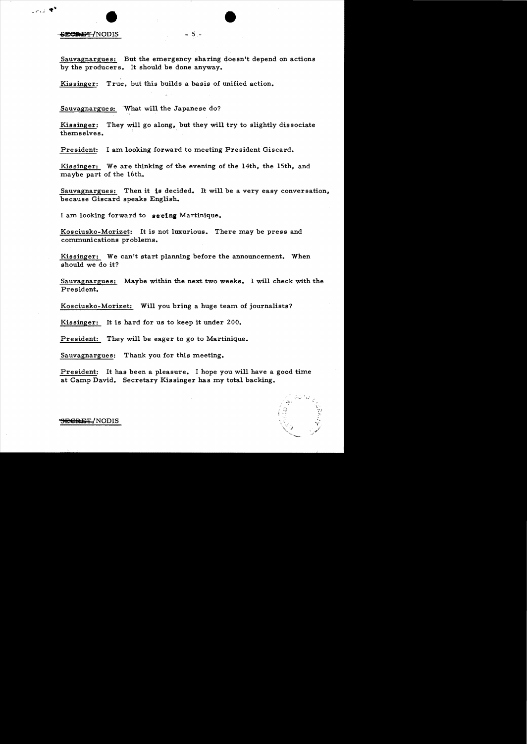Sauvagnargues: But the emergency sharing doesn't depend on actions by the producers. It should be done anyway.

Kissinger: True, but this builds a basis of unified action.

Sauvagnargues: What will the Japanese do?

Kissinger: They will go along, but they will try to slightly dissociate themselves.

President: I am looking forward to meeting President Giscard.

Kissinger: We are thinking of the evening of the 14th, the 15th, and maybe part of the 16th.

Sauvagnargues: Then it is decided. It will be a very easy conversation, because Giscard speaks English.

I am looking forward to seeing Martinique.

Kosciusko-Morizet: It is not luxurious. There may be press and communications problems.

Kissinger: We can't start planning before the announcement. When should we do it?

Sauvagnargues: Maybe within the next two weeks. I will check with the President.

Kosciusko-Morizet: Will you bring a huge team of journalists?

Kissinger: It is hard for us to keep it under 200.

President: They will be eager to go to Martinique.

Sauvagnargues: Thank you for this meeting.

President: It has been a pleasure. I hope you will have a good time at Camp David. Secretary Kissinger has my total backing.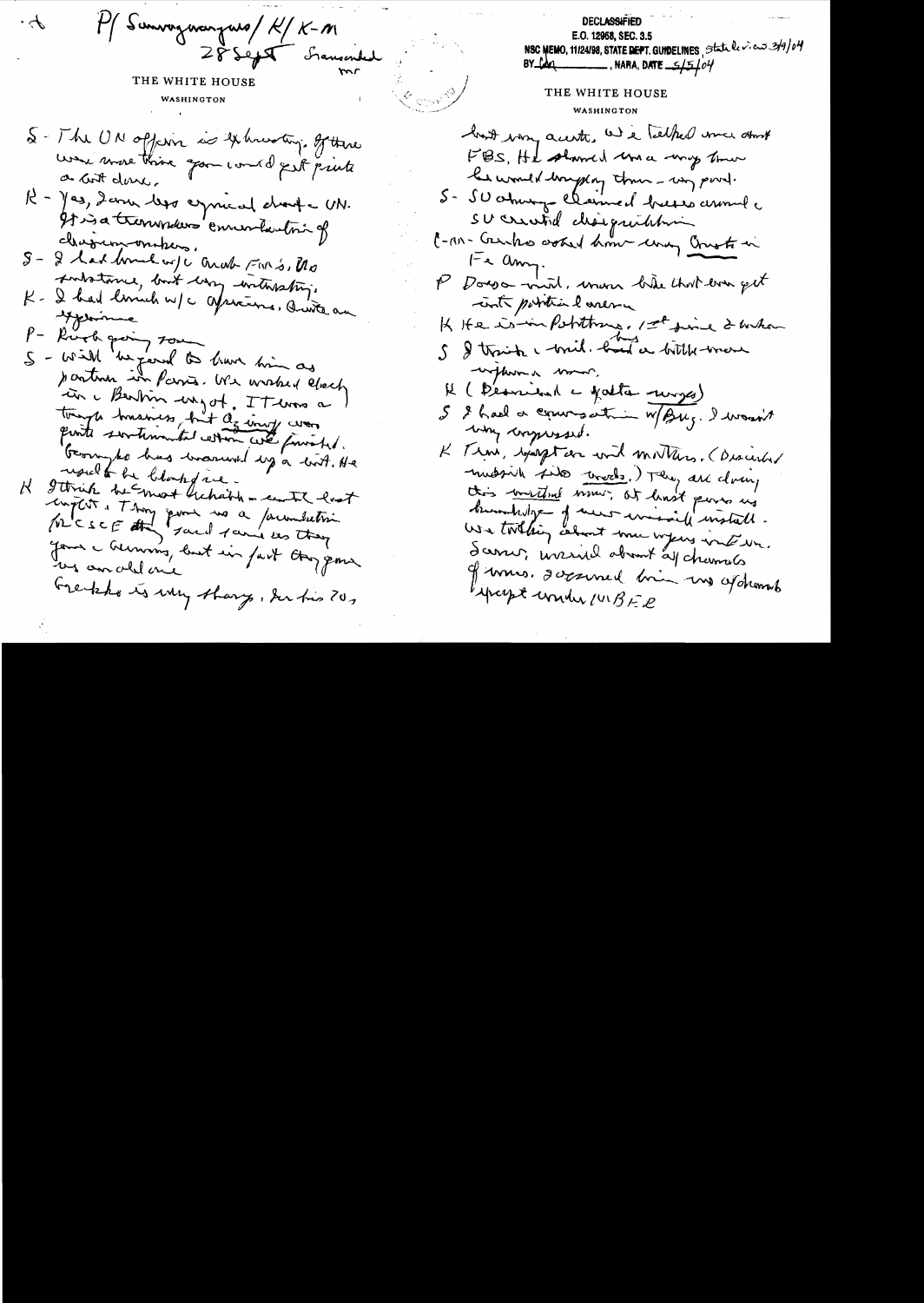P/ Sauvagnargues / K / K-M
28 Sept
Scrowcroft
mr

THE WHITE HOUSE
WASHINGTON

S - The UN affair is exhausting. If there were more time you could get points across.

K - Yes, I am less cynical about the UN. It is a tremendous concentration of decision makers.

S - I had lunch w/ the Arab FM's. No substance, but very interesting.

K - I had lunch w/ the Africans. Quite an experience.

P - Rush going soon

S - Will be good to have him as partner in Paris. We worked closely in the Berlin inyot. It was a tough business, but at times we were quite sentimental when we finished. Gromyko has warmed up a bit. He used to be blank face.

K - I think he's most Ushakov - until last night. They gave us a presentation on CSCE they said [?] as they gave the Germans, but in fact they gave us an old one.

Grechko is very sharp. For his 70, but very acute. We talked once about FBS. He showed in a way there he would bring them - very good.

S - SU always claimed buffers around SU created disquietude.

C-M - Grechko asked him why Cranston in Fr Army.

P - Dooga [?] visit. More like that even got into political arena.

K - He is on Politburo. 1st time since Zhukov.

S - I think it will lead to a little more influence of army.

K (Described Yalta surveys)

S - I had a conversation w/ Brez. I wasn't very impressed.

K - Then, [?] and military. (Described missile silo [?].) They are doing this without [?]. At least gives us knowledge of new missile install. We talking about one where [?]. Sauvagnargues worried about [?] channels of comms. I assured him no of change except under MBFR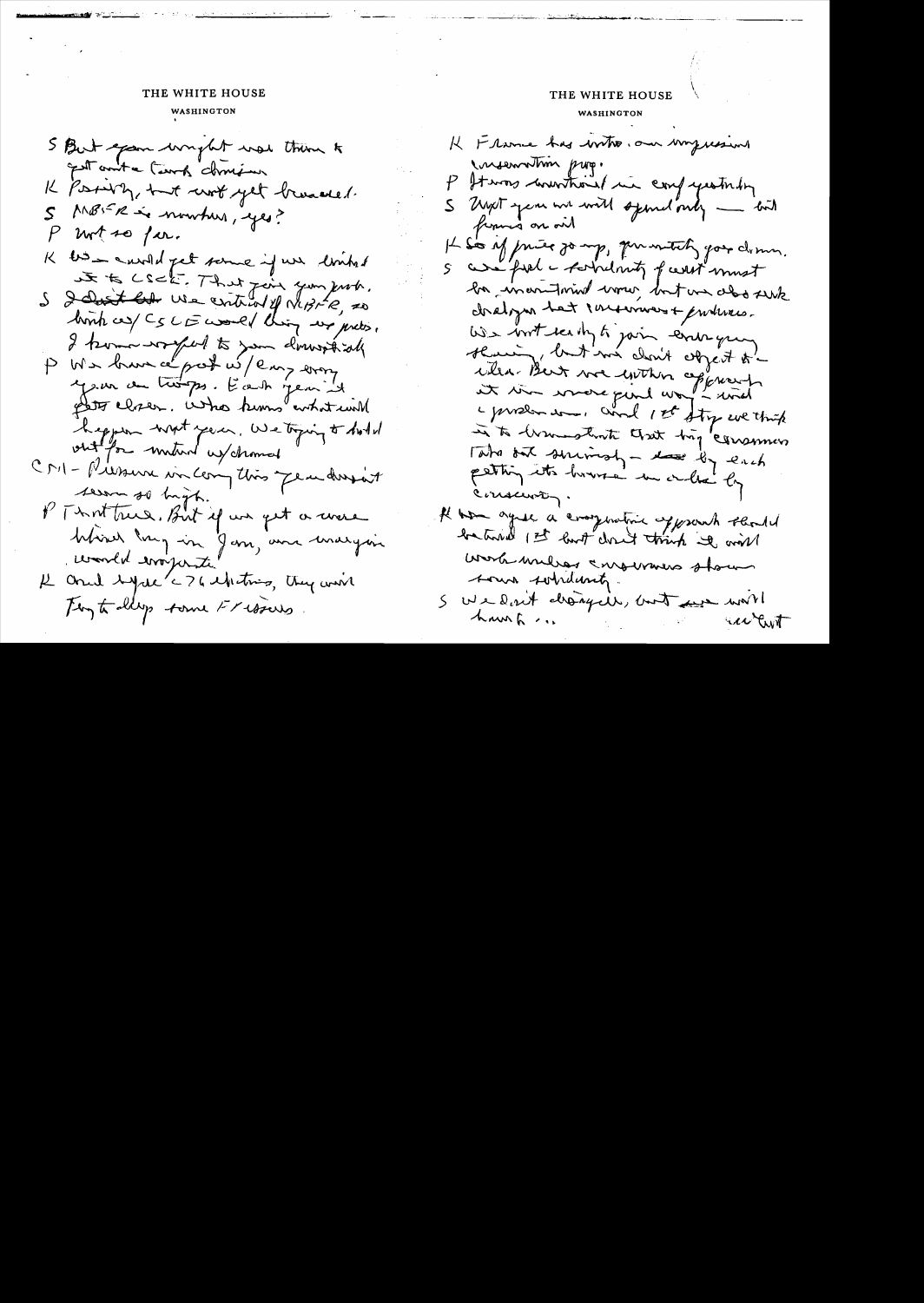THE WHITE HOUSE

WASHINGTON

S But you might want them to get out a tank division

K Possibly, but not yet broached.

S MBFR is nowhere, yes?

P Not so far.

K We could get some if we linked it to CSCE. That's your point.

S ~~I don't think~~ We critical of MBFR, so link w/ CSCE would bring up profits. I have argued to your diplomats.

P We have a pact w/ Long every year on troops. Each year it gets closer. Who knows what will happen next year. We trying to hold out for mutual w/drawal

CM - Pressure in Cong this year doesn't seem so high.

P That true. But if we get a more liberal Cong in Jan, our margin would evaporate.

K And if we <76 elections, they will try to dump some FR issues.

THE WHITE HOUSE

WASHINGTON

K France has into. an impressive conservation prog.

P It was mentioned in conf yesterday

S Next year we will spend only — but France on oil

K So if price go up, quantity goes down.

S We feel a solidarity of cust must be maintained now, but we also seek dialogue bet consumers + producers. We not ready to join energy ~~agency~~ sharing, but we don't object to idea. But we wither approach it in more gentle way — and a producer conf. 1st step we think is to demonstrate that big consumers take out seriously — ~~and~~ by each getting its house in order by consumer.

K We agree a cooperative approach should be tried 1st but don't think it will work unless consumers show some solidarity.

S We don't disagree, but we will have to ... we can't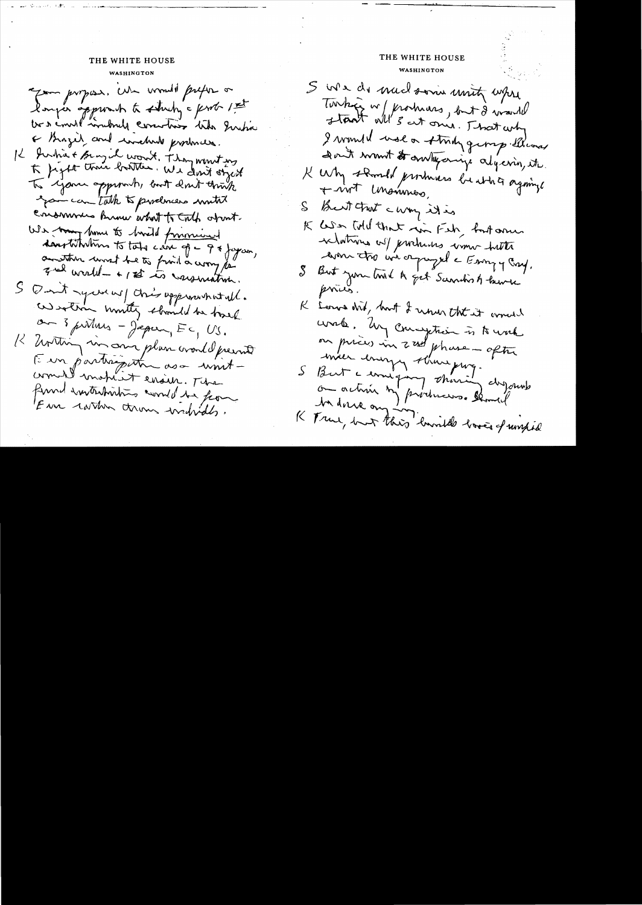THE WHITE HOUSE

WASHINGTON

your proposal. We would prefer a longer approach to study a prob. 1st we'd consult industrial countries like India & Brazil and include producers.

K India & Brazil won't. They want us to fight their battles. We don't object to your approach, but don't think you can talk to producers until consumers know what to talk about. We may have to build financial institutions to take care of — 9 & Japan, another must be to find a way for 3rd world — & 1st is conservation.

S Don't quarrel w/ this approach at all. Western unity should be based on 3 pillars — Japan, EC, US.

K Nothing in our plan would prevent French participation as a unit — would make it easier. The fund contributions would be from EC rather than individuals.

THE WHITE HOUSE

WASHINGTON

S We do need some unity before talking w/ producers, but I would start all 3 at once. That's why I would use a study group. Because don't want to antagonize Algeria, etc.

K Why should producers be able to organize & not consumers.

S But that's a way it is

K We told that in Feb, but our relations w/ producers were better even tho we organized a Energy Conf.

S But you tried to get Saudis to lower prices.

K Saudis did, but I never that it would work. My conception is to work on prices in 2nd phase — after inter energy sharing prog.

S But energy sharing depends on action by producers. Should be done anyway.

K True, but this builds voices of unified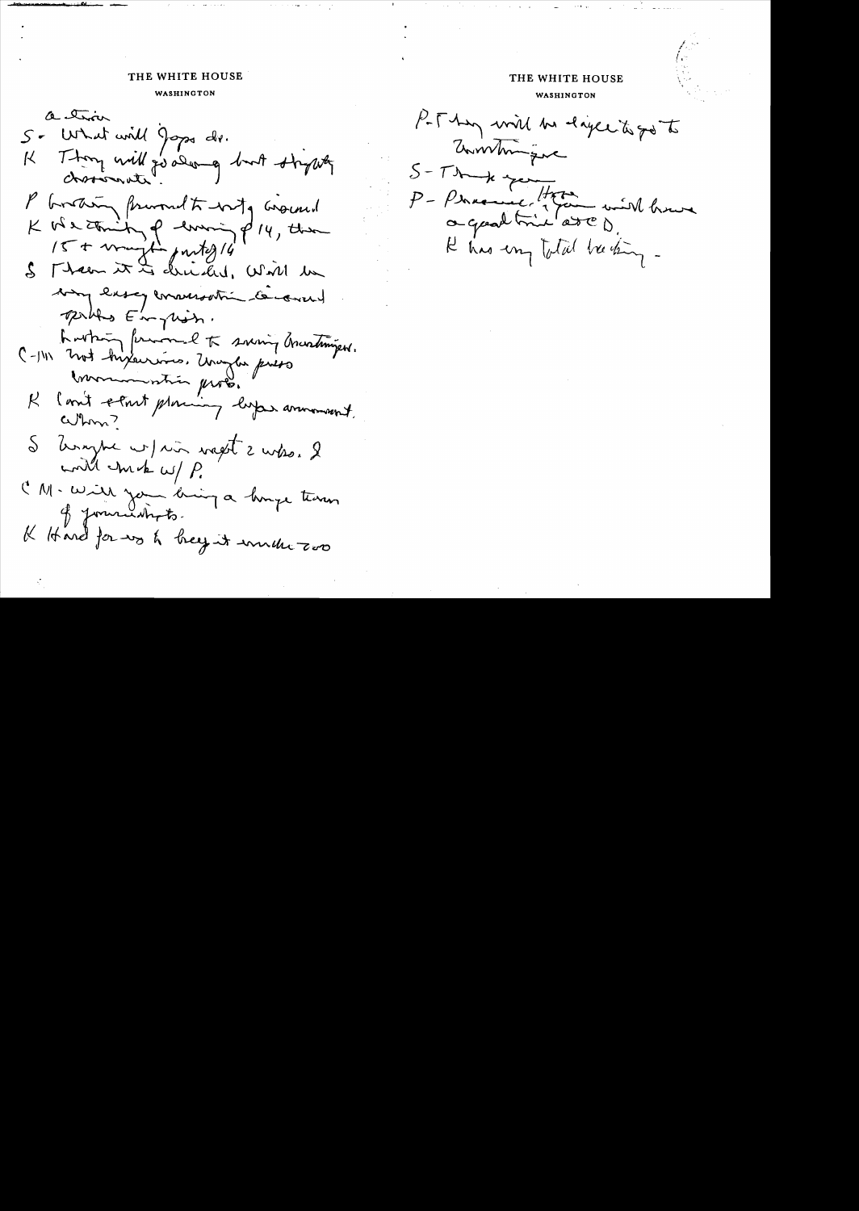THE WHITE HOUSE

WASHINGTON

a status

S - What will Japs do.

K They will go along but highly disconcerted.

P Looking forward to visit Ground

K We think of coming 14, then 15 + maybe party 14

S Then it is decided. Will be very easy conversation because speaks English.

Looking forward to seeing Ambassador.

C-111 Not mysterious. Maybe press communication prob.

K Can't start planning before announcement. When?

S Maybe w/in next 2 wks. I will check w/ P.

C M - Will you bring a huge team of journalists.

K Hard for us to keep it under 200

THE WHITE HOUSE

WASHINGTON

P - They will be eager to go to Washington

S - Thank you

P - Pleasure. Hope you will have a good time at CD.

K has very total backing -